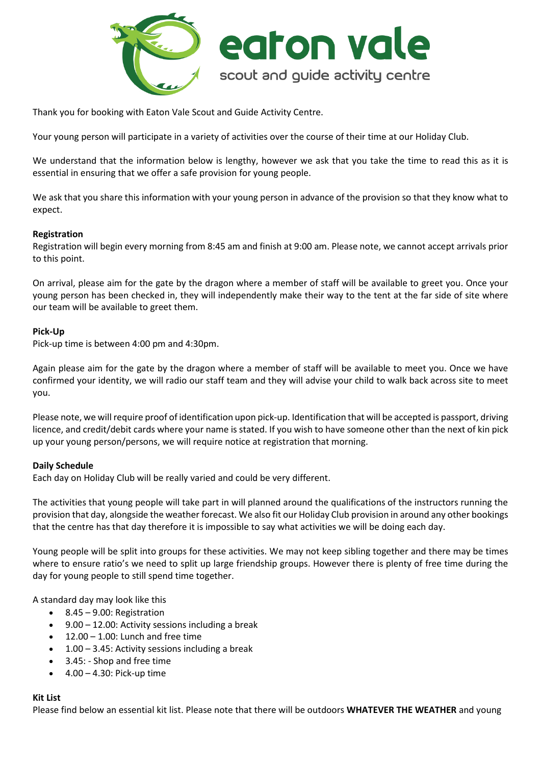eaton vale

scout and guide activity centre

Thank you for booking with Eaton Vale Scout and Guide Activity Centre.

Your young person will participate in a variety of activities over the course of their time at our Holiday Club.

We understand that the information below is lengthy, however we ask that you take the time to read this as it is essential in ensuring that we offer a safe provision for young people.

We ask that you share this information with your young person in advance of the provision so that they know what to expect.

**Registration**

Registration will begin every morning from 8:45 am and finish at 9:00 am. Please note, we cannot accept arrivals prior to this point.

On arrival, please aim for the gate by the dragon where a member of staff will be available to greet you. Once your young person has been checked in, they will independently make their way to the tent at the far side of site where our team will be available to greet them.

**Pick-Up**

Pick-up time is between 4:00 pm and 4:30pm.

Again please aim for the gate by the dragon where a member of staff will be available to meet you. Once we have confirmed your identity, we will radio our staff team and they will advise your child to walk back across site to meet you.

Please note, we will require proof of identification upon pick-up. Identification that will be accepted is passport, driving licence, and credit/debit cards where your name is stated. If you wish to have someone other than the next of kin pick up your young person/persons, we will require notice at registration that morning.

**Daily Schedule**

Each day on Holiday Club will be really varied and could be very different.

The activities that young people will take part in will planned around the qualifications of the instructors running the provision that day, alongside the weather forecast. We also fit our Holiday Club provision in around any other bookings that the centre has that day therefore it is impossible to say what activities we will be doing each day.

Young people will be split into groups for these activities. We may not keep sibling together and there may be times where to ensure ratio's we need to split up large friendship groups. However there is plenty of free time during the day for young people to still spend time together.

A standard day may look like this

- 8.45 – 9.00: Registration
- 9.00 – 12.00: Activity sessions including a break
- 12.00 – 1.00: Lunch and free time
- 1.00 – 3.45: Activity sessions including a break
- 3.45: - Shop and free time
- 4.00 – 4.30: Pick-up time

**Kit List**

Please find below an essential kit list. Please note that there will be outdoors **WHATEVER THE WEATHER** and young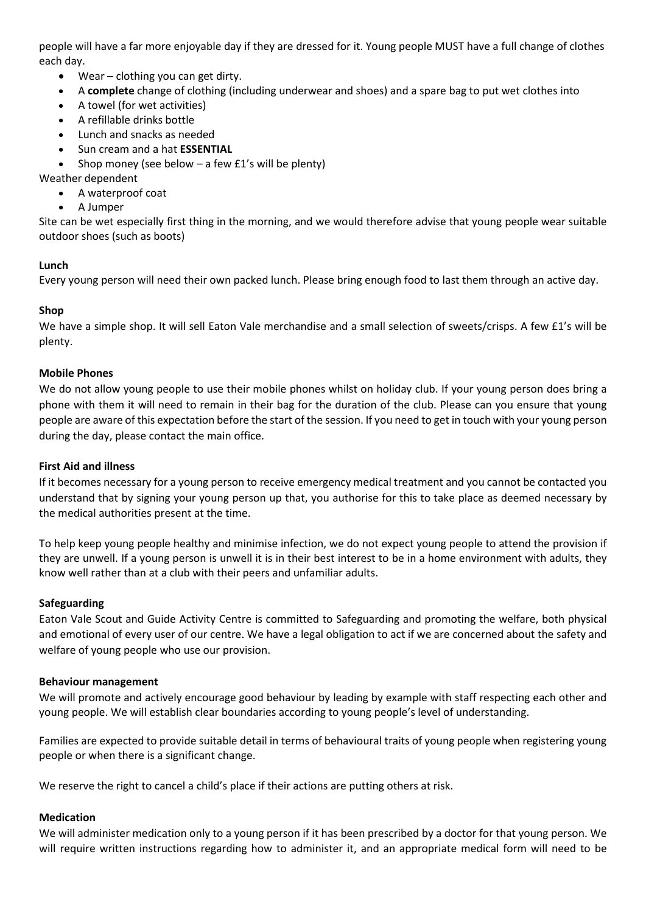people will have a far more enjoyable day if they are dressed for it. Young people MUST have a full change of clothes each day.

- Wear – clothing you can get dirty.
- A **complete** change of clothing (including underwear and shoes) and a spare bag to put wet clothes into
- A towel (for wet activities)
- A refillable drinks bottle
- Lunch and snacks as needed
- Sun cream and a hat **ESSENTIAL**
- Shop money (see below – a few £1's will be plenty)

Weather dependent

- A waterproof coat
- A Jumper

Site can be wet especially first thing in the morning, and we would therefore advise that young people wear suitable outdoor shoes (such as boots)

**Lunch**

Every young person will need their own packed lunch. Please bring enough food to last them through an active day.

**Shop**

We have a simple shop. It will sell Eaton Vale merchandise and a small selection of sweets/crisps. A few £1's will be plenty.

**Mobile Phones**

We do not allow young people to use their mobile phones whilst on holiday club. If your young person does bring a phone with them it will need to remain in their bag for the duration of the club. Please can you ensure that young people are aware of this expectation before the start of the session. If you need to get in touch with your young person during the day, please contact the main office.

**First Aid and illness**

If it becomes necessary for a young person to receive emergency medical treatment and you cannot be contacted you understand that by signing your young person up that, you authorise for this to take place as deemed necessary by the medical authorities present at the time.

To help keep young people healthy and minimise infection, we do not expect young people to attend the provision if they are unwell. If a young person is unwell it is in their best interest to be in a home environment with adults, they know well rather than at a club with their peers and unfamiliar adults.

**Safeguarding**

Eaton Vale Scout and Guide Activity Centre is committed to Safeguarding and promoting the welfare, both physical and emotional of every user of our centre. We have a legal obligation to act if we are concerned about the safety and welfare of young people who use our provision.

**Behaviour management**

We will promote and actively encourage good behaviour by leading by example with staff respecting each other and young people. We will establish clear boundaries according to young people's level of understanding.

Families are expected to provide suitable detail in terms of behavioural traits of young people when registering young people or when there is a significant change.

We reserve the right to cancel a child's place if their actions are putting others at risk.

**Medication**

We will administer medication only to a young person if it has been prescribed by a doctor for that young person. We will require written instructions regarding how to administer it, and an appropriate medical form will need to be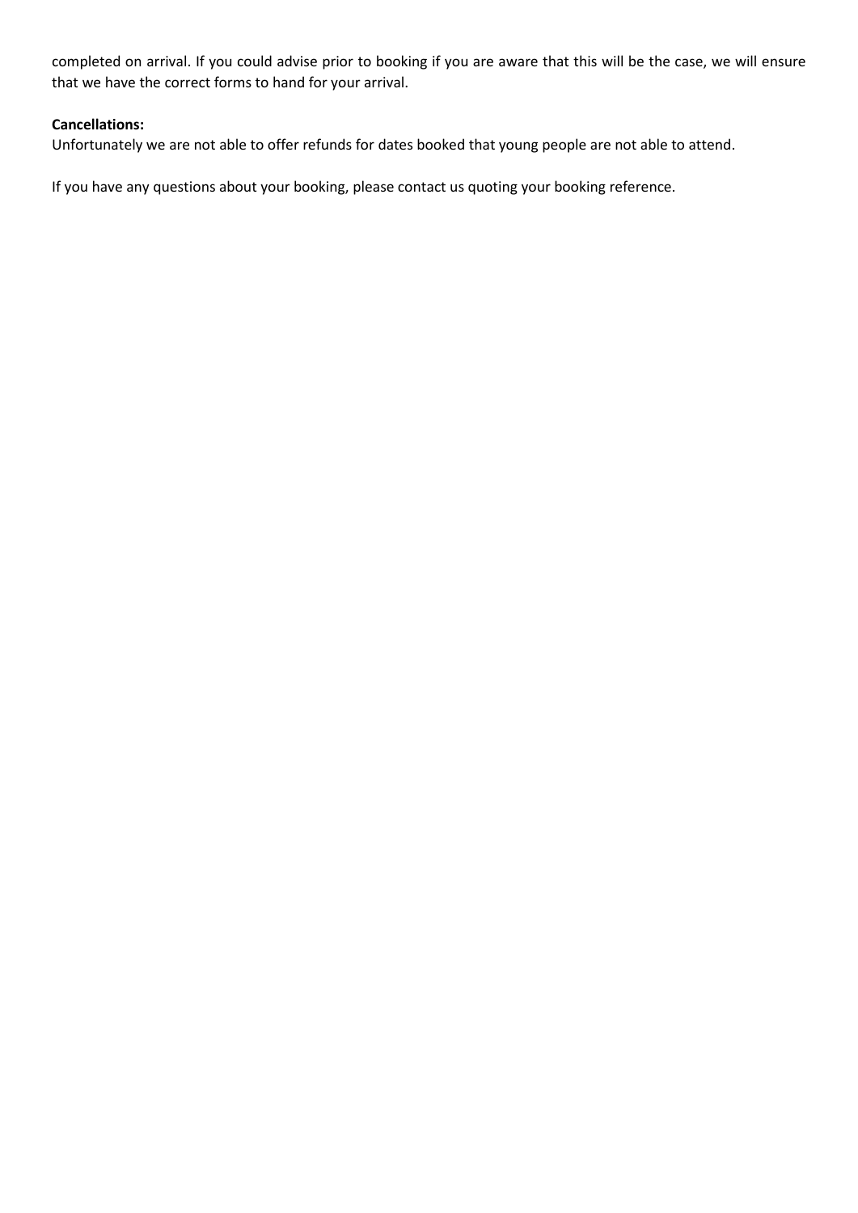completed on arrival. If you could advise prior to booking if you are aware that this will be the case, we will ensure that we have the correct forms to hand for your arrival.

**Cancellations:**
Unfortunately we are not able to offer refunds for dates booked that young people are not able to attend.

If you have any questions about your booking, please contact us quoting your booking reference.